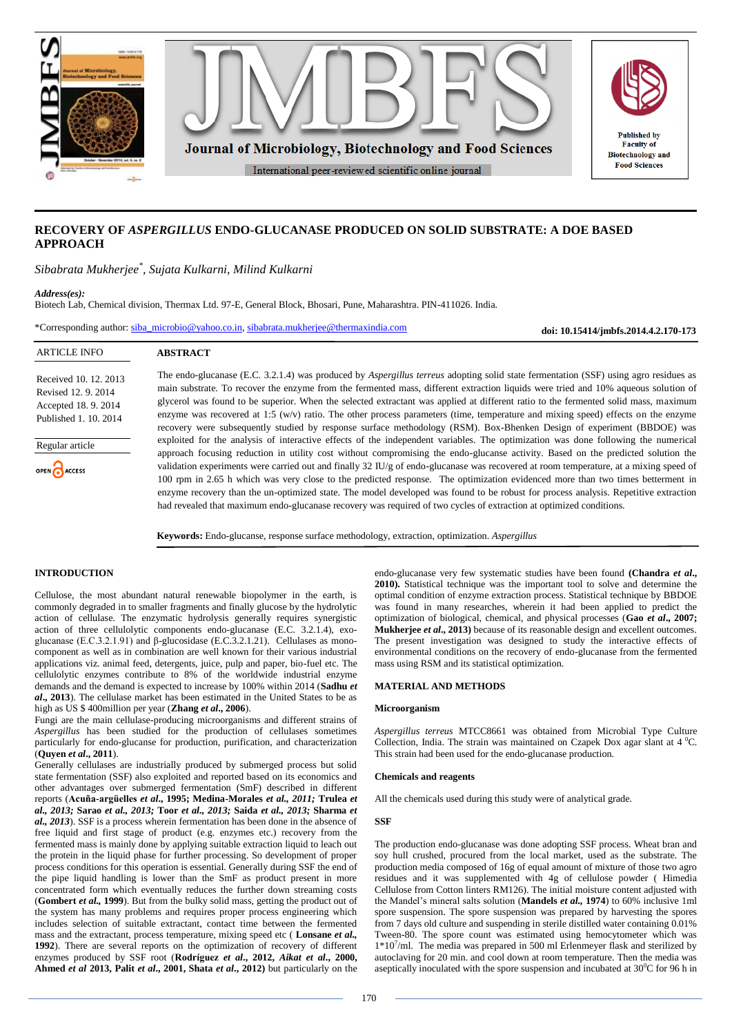# RECOVERY OF *ASPERGILLUS* ENDO-GLUCANASE PRODUCED ON SOLID SUBSTRATE: A DOE BASED APPROACH

*Sibabrata Mukherjee*[*], *Sujata Kulkarni*, *Milind Kulkarni*

***Address(es):***
Biotech Lab, Chemical division, Thermax Ltd. 97-E, General Block, Bhosari, Pune, Maharashtra. PIN-411026. India.

*Corresponding author: siba_microbio@yahoo.co.in, sibabrata.mukherjee@thermaxindia.com

**doi: 10.15414/jmbfs.2014.4.2.170-173**

ARTICLE INFO

Received 10. 12. 2013
Revised 12. 9. 2014
Accepted 18. 9. 2014
Published 1. 10. 2014

Regular article

OPEN ACCESS

## ABSTRACT

The endo-glucanase (E.C. 3.2.1.4) was produced by *Aspergillus terreus* adopting solid state fermentation (SSF) using agro residues as main substrate. To recover the enzyme from the fermented mass, different extraction liquids were tried and 10% aqueous solution of glycerol was found to be superior. When the selected extractant was applied at different ratio to the fermented solid mass, maximum enzyme was recovered at 1:5 (w/v) ratio. The other process parameters (time, temperature and mixing speed) effects on the enzyme recovery were subsequently studied by response surface methodology (RSM). Box-Bhenken Design of experiment (BBDOE) was exploited for the analysis of interactive effects of the independent variables. The optimization was done following the numerical approach focusing reduction in utility cost without compromising the endo-glucanse activity. Based on the predicted solution the validation experiments were carried out and finally 32 IU/g of endo-glucanase was recovered at room temperature, at a mixing speed of 100 rpm in 2.65 h which was very close to the predicted response. The optimization evidenced more than two times betterment in enzyme recovery than the un-optimized state. The model developed was found to be robust for process analysis. Repetitive extraction had revealed that maximum endo-glucanase recovery was required of two cycles of extraction at optimized conditions.

**Keywords:** Endo-glucanse, response surface methodology, extraction, optimization. *Aspergillus*

## INTRODUCTION

Cellulose, the most abundant natural renewable biopolymer in the earth, is commonly degraded in to smaller fragments and finally glucose by the hydrolytic action of cellulase. The enzymatic hydrolysis generally requires synergistic action of three cellulolytic components endo-glucanase (E.C. 3.2.1.4), exo-glucanase (E.C.3.2.1.91) and β-glucosidase (E.C.3.2.1.21). Cellulases as mono-component as well as in combination are well known for their various industrial applications viz. animal feed, detergents, juice, pulp and paper, bio-fuel etc. The cellulolytic enzymes contribute to 8% of the worldwide industrial enzyme demands and the demand is expected to increase by 100% within 2014 (**Sadhu *et al*., 2013**). The cellulase market has been estimated in the United States to be as high as US $ 400million per year (**Zhang *et al*., 2006**).

Fungi are the main cellulase-producing microorganisms and different strains of *Aspergillus* has been studied for the production of cellulases sometimes particularly for endo-glucanse for production, purification, and characterization (**Quyen *et al*., 2011**).

Generally cellulases are industrially produced by submerged process but solid state fermentation (SSF) also exploited and reported based on its economics and other advantages over submerged fermentation (SmF) described in different reports (**Acuña-argüelles *et al*., 1995; Medina-Morales *et al*., 2011; Trulea *et al*., 2013; Sarao *et al*., 2013; Toor *et al*., 2013; Saida *et al*., 2013; Sharma *et al*., 2013**). SSF is a process wherein fermentation has been done in the absence of free liquid and first stage of product (e.g. enzymes etc.) recovery from the fermented mass is mainly done by applying suitable extraction liquid to leach out the protein in the liquid phase for further processing. So development of proper process conditions for this operation is essential. Generally during SSF the end of the pipe liquid handling is lower than the SmF as product present in more concentrated form which eventually reduces the further down streaming costs (**Gombert *et al*., 1999**). But from the bulky solid mass, getting the product out of the system has many problems and requires proper process engineering which includes selection of suitable extractant, contact time between the fermented mass and the extractant, process temperature, mixing speed etc ( **Lonsane *et al*., 1992**). There are several reports on the optimization of recovery of different enzymes produced by SSF root (**Rodríguez *et al*., 2012, Aikat *et al*., 2000, Ahmed *et al* 2013, Palit *et al*., 2001, Shata *et al*., 2012)** but particularly on the endo-glucanase very few systematic studies have been found **(Chandra *et al*., 2010).** Statistical technique was the important tool to solve and determine the optimal condition of enzyme extraction process. Statistical technique by BBDOE was found in many researches, wherein it had been applied to predict the optimization of biological, chemical, and physical processes (**Gao *et al*., 2007; Mukherjee *et al*., 2013)** because of its reasonable design and excellent outcomes. The present investigation was designed to study the interactive effects of environmental conditions on the recovery of endo-glucanase from the fermented mass using RSM and its statistical optimization.

## MATERIAL AND METHODS

### Microorganism

*Aspergillus terreus* MTCC8661 was obtained from Microbial Type Culture Collection, India. The strain was maintained on Czapek Dox agar slant at 4 $^0$C. This strain had been used for the endo-glucanase production.

### Chemicals and reagents

All the chemicals used during this study were of analytical grade.

### SSF

The production endo-glucanase was done adopting SSF process. Wheat bran and soy hull crushed, procured from the local market, used as the substrate. The production media composed of 16g of equal amount of mixture of those two agro residues and it was supplemented with 4g of cellulose powder ( Himedia Cellulose from Cotton linters RM126). The initial moisture content adjusted with the Mandel's mineral salts solution (**Mandels *et al*., 1974**) to 60% inclusive 1ml spore suspension. The spore suspension was prepared by harvesting the spores from 7 days old culture and suspending in sterile distilled water containing 0.01% Tween-80. The spore count was estimated using hemocytometer which was $1*10^7$/ml. The media was prepared in 500 ml Erlenmeyer flask and sterilized by autoclaving for 20 min. and cool down at room temperature. Then the media was aseptically inoculated with the spore suspension and incubated at 30$^0$C for 96 h in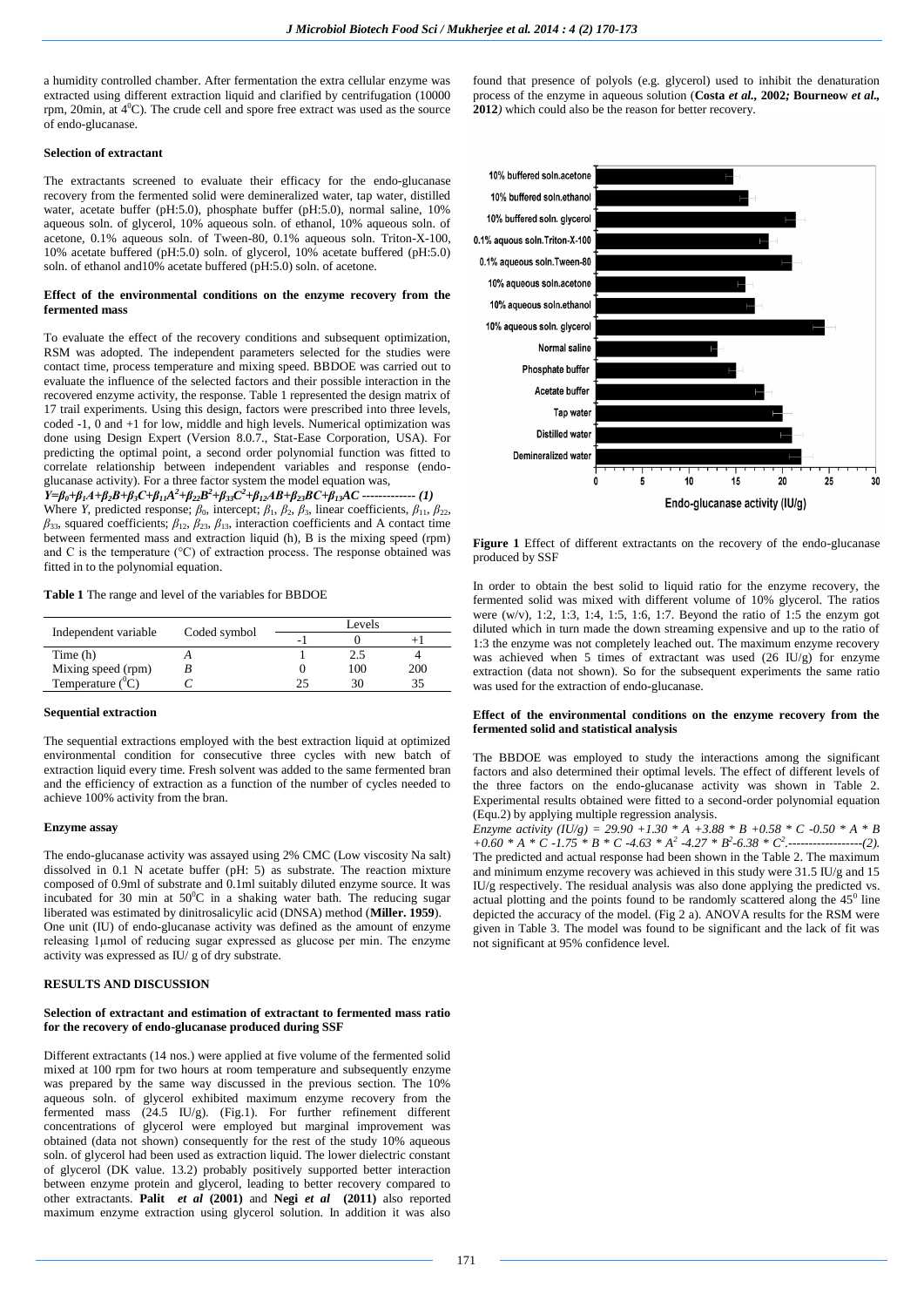a humidity controlled chamber. After fermentation the extra cellular enzyme was extracted using different extraction liquid and clarified by centrifugation (10000 rpm, 20min, at $4^0$C). The crude cell and spore free extract was used as the source of endo-glucanase.

**Selection of extractant**

The extractants screened to evaluate their efficacy for the endo-glucanase recovery from the fermented solid were demineralized water, tap water, distilled water, acetate buffer (pH:5.0), phosphate buffer (pH:5.0), normal saline, 10% aqueous soln. of glycerol, 10% aqueous soln. of ethanol, 10% aqueous soln. of acetone, 0.1% aqueous soln. of Tween-80, 0.1% aqueous soln. Triton-X-100, 10% acetate buffered (pH:5.0) soln. of glycerol, 10% acetate buffered (pH:5.0) soln. of ethanol and10% acetate buffered (pH:5.0) soln. of acetone.

**Effect of the environmental conditions on the enzyme recovery from the fermented mass**

To evaluate the effect of the recovery conditions and subsequent optimization, RSM was adopted. The independent parameters selected for the studies were contact time, process temperature and mixing speed. BBDOE was carried out to evaluate the influence of the selected factors and their possible interaction in the recovered enzyme activity, the response. Table 1 represented the design matrix of 17 trail experiments. Using this design, factors were prescribed into three levels, coded -1, 0 and +1 for low, middle and high levels. Numerical optimization was done using Design Expert (Version 8.0.7., Stat-Ease Corporation, USA). For predicting the optimal point, a second order polynomial function was fitted to correlate relationship between independent variables and response (endo-glucanase activity). For a three factor system the model equation was,

$$Y=\beta_0+\beta_1A+\beta_2B+\beta_3C+\beta_{11}A^2+\beta_{22}B^2+\beta_{33}C^2+\beta_{12}AB+\beta_{23}BC+\beta_{13}AC \text{ ------------- (1)}$$

Where *Y*, predicted response; $\beta_0$, intercept; $\beta_1$, $\beta_2$, $\beta_3$, linear coefficients, $\beta_{11}$, $\beta_{22}$, $\beta_{33}$, squared coefficients; $\beta_{12}$, $\beta_{23}$, $\beta_{13}$, interaction coefficients and A contact time between fermented mass and extraction liquid (h), B is the mixing speed (rpm) and C is the temperature (°C) of extraction process. The response obtained was fitted in to the polynomial equation.

**Table 1** The range and level of the variables for BBDOE

| Independent variable | Coded symbol | Levels | | |
|---|---|---|---|---|
| | | -1 | 0 | +1 |
| Time (h) | *A* | 1 | 2.5 | 4 |
| Mixing speed (rpm) | *B* | 0 | 100 | 200 |
| Temperature ($^0$C) | *C* | 25 | 30 | 35 |

**Sequential extraction**

The sequential extractions employed with the best extraction liquid at optimized environmental condition for consecutive three cycles with new batch of extraction liquid every time. Fresh solvent was added to the same fermented bran and the efficiency of extraction as a function of the number of cycles needed to achieve 100% activity from the bran.

**Enzyme assay**

The endo-glucanase activity was assayed using 2% CMC (Low viscosity Na salt) dissolved in 0.1 N acetate buffer (pH: 5) as substrate. The reaction mixture composed of 0.9ml of substrate and 0.1ml suitably diluted enzyme source. It was incubated for 30 min at $50^0$C in a shaking water bath. The reducing sugar liberated was estimated by dinitrosalicylic acid (DNSA) method (**Miller. 1959**).

One unit (IU) of endo-glucanase activity was defined as the amount of enzyme releasing 1μmol of reducing sugar expressed as glucose per min. The enzyme activity was expressed as IU/ g of dry substrate.

**RESULTS AND DISCUSSION**

**Selection of extractant and estimation of extractant to fermented mass ratio for the recovery of endo-glucanase produced during SSF**

Different extractants (14 nos.) were applied at five volume of the fermented solid mixed at 100 rpm for two hours at room temperature and subsequently enzyme was prepared by the same way discussed in the previous section. The 10% aqueous soln. of glycerol exhibited maximum enzyme recovery from the fermented mass (24.5 IU/g). (Fig.1). For further refinement different concentrations of glycerol were employed but marginal improvement was obtained (data not shown) consequently for the rest of the study 10% aqueous soln. of glycerol had been used as extraction liquid. The lower dielectric constant of glycerol (DK value. 13.2) probably positively supported better interaction between enzyme protein and glycerol, leading to better recovery compared to other extractants. **Palit *et al* (2001)** and **Negi *et al* (2011)** also reported maximum enzyme extraction using glycerol solution. In addition it was also found that presence of polyols (e.g. glycerol) used to inhibit the denaturation process of the enzyme in aqueous solution (**Costa *et al*., 2002; Bourneow *et al*., 2012**) which could also be the reason for better recovery.

**Figure 1** Effect of different extractants on the recovery of the endo-glucanase produced by SSF

In order to obtain the best solid to liquid ratio for the enzyme recovery, the fermented solid was mixed with different volume of 10% glycerol. The ratios were (w/v), 1:2, 1:3, 1:4, 1:5, 1:6, 1:7. Beyond the ratio of 1:5 the enzym got diluted which in turn made the down streaming expensive and up to the ratio of 1:3 the enzyme was not completely leached out. The maximum enzyme recovery was achieved when 5 times of extractant was used (26 IU/g) for enzyme extraction (data not shown). So for the subsequent experiments the same ratio was used for the extraction of endo-glucanase.

**Effect of the environmental conditions on the enzyme recovery from the fermented solid and statistical analysis**

The BBDOE was employed to study the interactions among the significant factors and also determined their optimal levels. The effect of different levels of the three factors on the endo-glucanase activity was shown in Table 2. Experimental results obtained were fitted to a second-order polynomial equation (Equ.2) by applying multiple regression analysis.

*Enzyme activity (IU/g) = 29.90 +1.30 * A +3.88 * B +0.58 * C -0.50 * A * B +0.60 * A * C -1.75 * B * C -4.63 * $A^2$ -4.27 * $B^2$-6.38 * $C^2$.------------------(2).*

The predicted and actual response had been shown in the Table 2. The maximum and minimum enzyme recovery was achieved in this study were 31.5 IU/g and 15 IU/g respectively. The residual analysis was also done applying the predicted vs. actual plotting and the points found to be randomly scattered along the $45^0$ line depicted the accuracy of the model. (Fig 2 a). ANOVA results for the RSM were given in Table 3. The model was found to be significant and the lack of fit was not significant at 95% confidence level.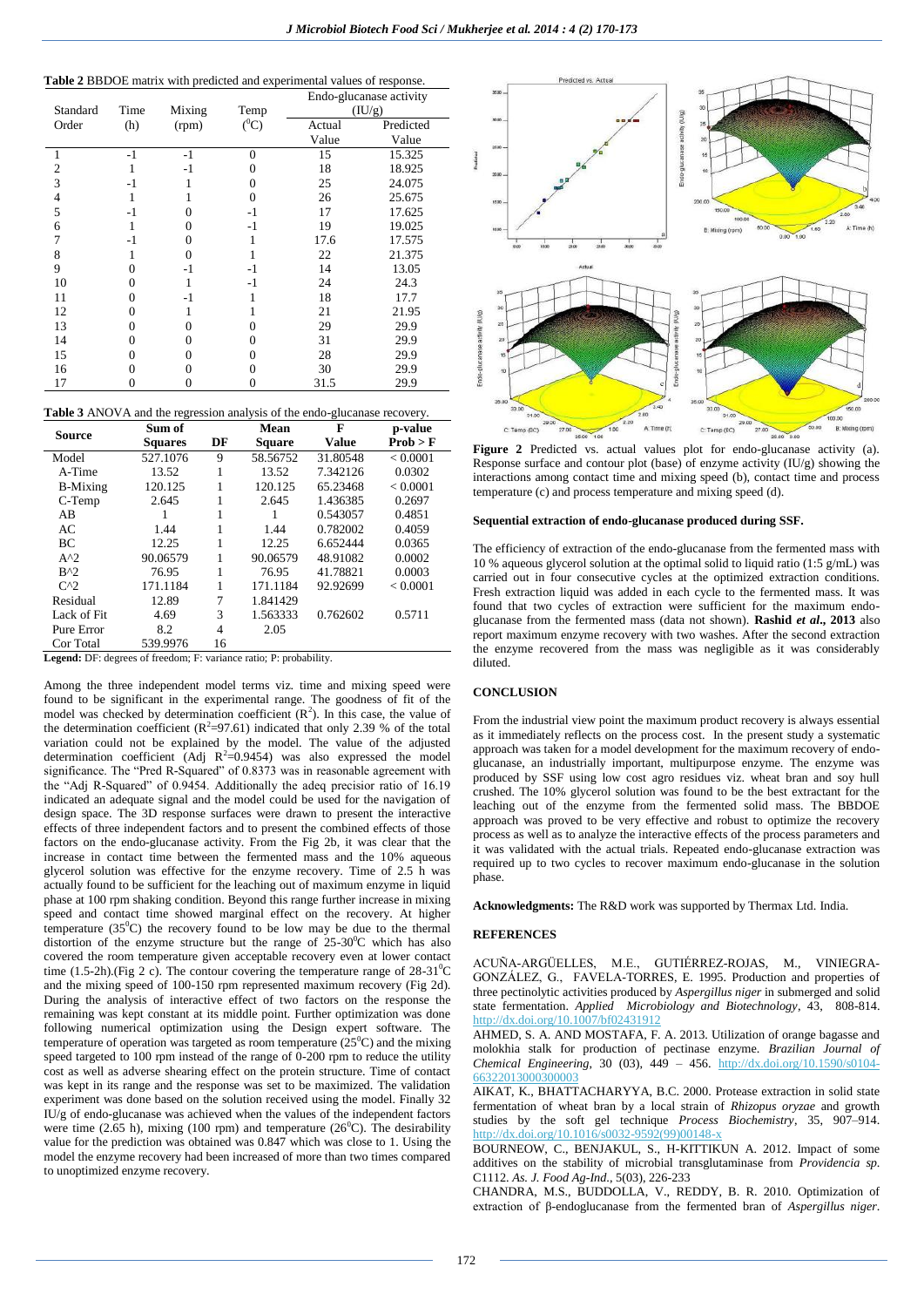**Table 2** BBDOE matrix with predicted and experimental values of response.

| Standard Order | Time (h) | Mixing (rpm) | Temp ($^0$C) | Endo-glucanase activity (IU/g) Actual Value | Predicted Value |
|---|---|---|---|---|---|
| 1 | -1 | -1 | 0 | 15 | 15.325 |
| 2 | 1 | -1 | 0 | 18 | 18.925 |
| 3 | -1 | 1 | 0 | 25 | 24.075 |
| 4 | 1 | 1 | 0 | 26 | 25.675 |
| 5 | -1 | 0 | -1 | 17 | 17.625 |
| 6 | 1 | 0 | -1 | 19 | 19.025 |
| 7 | -1 | 0 | 1 | 17.6 | 17.575 |
| 8 | 1 | 0 | 1 | 22 | 21.375 |
| 9 | 0 | -1 | -1 | 14 | 13.05 |
| 10 | 0 | 1 | -1 | 24 | 24.3 |
| 11 | 0 | -1 | 1 | 18 | 17.7 |
| 12 | 0 | 1 | 1 | 21 | 21.95 |
| 13 | 0 | 0 | 0 | 29 | 29.9 |
| 14 | 0 | 0 | 0 | 31 | 29.9 |
| 15 | 0 | 0 | 0 | 28 | 29.9 |
| 16 | 0 | 0 | 0 | 30 | 29.9 |
| 17 | 0 | 0 | 0 | 31.5 | 29.9 |

**Table 3** ANOVA and the regression analysis of the endo-glucanase recovery.

| Source | Sum of Squares | DF | Mean Square | F Value | p-value Prob > F |
|---|---|---|---|---|---|
| Model | 527.1076 | 9 | 58.56752 | 31.80548 | < 0.0001 |
| A-Time | 13.52 | 1 | 13.52 | 7.342126 | 0.0302 |
| B-Mixing | 120.125 | 1 | 120.125 | 65.23468 | < 0.0001 |
| C-Temp | 2.645 | 1 | 2.645 | 1.436385 | 0.2697 |
| AB | 1 | 1 | 1 | 0.543057 | 0.4851 |
| AC | 1.44 | 1 | 1.44 | 0.782002 | 0.4059 |
| BC | 12.25 | 1 | 12.25 | 6.652444 | 0.0365 |
| A^2 | 90.06579 | 1 | 90.06579 | 48.91082 | 0.0002 |
| B^2 | 76.95 | 1 | 76.95 | 41.78821 | 0.0003 |
| C^2 | 171.1184 | 1 | 171.1184 | 92.92699 | < 0.0001 |
| Residual | 12.89 | 7 | 1.841429 | | |
| Lack of Fit | 4.69 | 3 | 1.563333 | 0.762602 | 0.5711 |
| Pure Error | 8.2 | 4 | 2.05 | | |
| Cor Total | 539.9976 | 16 | | | |

**Legend:** DF: degrees of freedom; F: variance ratio; P: probability.

Among the three independent model terms viz. time and mixing speed were found to be significant in the experimental range. The goodness of fit of the model was checked by determination coefficient ($R^2$). In this case, the value of the determination coefficient ($R^2$=97.61) indicated that only 2.39 % of the total variation could not be explained by the model. The value of the adjusted determination coefficient (Adj $R^2$=0.9454) was also expressed the model significance. The "Pred R-Squared" of 0.8373 was in reasonable agreement with the "Adj R-Squared" of 0.9454. Additionally the adeq precisior ratio of 16.19 indicated an adequate signal and the model could be used for the navigation of design space. The 3D response surfaces were drawn to present the interactive effects of three independent factors and to present the combined effects of those factors on the endo-glucanase activity. From the Fig 2b, it was clear that the increase in contact time between the fermented mass and the 10% aqueous glycerol solution was effective for the enzyme recovery. Time of 2.5 h was actually found to be sufficient for the leaching out of maximum enzyme in liquid phase at 100 rpm shaking condition. Beyond this range further increase in mixing speed and contact time showed marginal effect on the recovery. At higher temperature (35$^0$C) the recovery found to be low may be due to the thermal distortion of the enzyme structure but the range of 25-30$^0$C which has also covered the room temperature given acceptable recovery even at lower contact time (1.5-2h).(Fig 2 c). The contour covering the temperature range of 28-31$^0$C and the mixing speed of 100-150 rpm represented maximum recovery (Fig 2d). During the analysis of interactive effect of two factors on the response the remaining was kept constant at its middle point. Further optimization was done following numerical optimization using the Design expert software. The temperature of operation was targeted as room temperature (25$^0$C) and the mixing speed targeted to 100 rpm instead of the range of 0-200 rpm to reduce the utility cost as well as adverse shearing effect on the protein structure. Time of contact was kept in its range and the response was set to be maximized. The validation experiment was done based on the solution received using the model. Finally 32 IU/g of endo-glucanase was achieved when the values of the independent factors were time (2.65 h), mixing (100 rpm) and temperature (26$^0$C). The desirability value for the prediction was obtained was 0.847 which was close to 1. Using the model the enzyme recovery had been increased of more than two times compared to unoptimized enzyme recovery.

**Figure 2** Predicted vs. actual values plot for endo-glucanase activity (a). Response surface and contour plot (base) of enzyme activity (IU/g) showing the interactions among contact time and mixing speed (b), contact time and process temperature (c) and process temperature and mixing speed (d).

### Sequential extraction of endo-glucanase produced during SSF.

The efficiency of extraction of the endo-glucanase from the fermented mass with 10 % aqueous glycerol solution at the optimal solid to liquid ratio (1:5 g/mL) was carried out in four consecutive cycles at the optimized extraction conditions. Fresh extraction liquid was added in each cycle to the fermented mass. It was found that two cycles of extraction were sufficient for the maximum endo-glucanase from the fermented mass (data not shown). **Rashid *et al*., 2013** also report maximum enzyme recovery with two washes. After the second extraction the enzyme recovered from the mass was negligible as it was considerably diluted.

## CONCLUSION

From the industrial view point the maximum product recovery is always essential as it immediately reflects on the process cost. In the present study a systematic approach was taken for a model development for the maximum recovery of endo-glucanase, an industrially important, multipurpose enzyme. The enzyme was produced by SSF using low cost agro residues viz. wheat bran and soy hull crushed. The 10% glycerol solution was found to be the best extractant for the leaching out of the enzyme from the fermented solid mass. The BBDOE approach was proved to be very effective and robust to optimize the recovery process as well as to analyze the interactive effects of the process parameters and it was validated with the actual trials. Repeated endo-glucanase extraction was required up to two cycles to recover maximum endo-glucanase in the solution phase.

**Acknowledgments:** The R&D work was supported by Thermax Ltd. India.

## REFERENCES

ACUÑA-ARGÜELLES, M.E., GUTIÉRREZ-ROJAS, M., VINIEGRA-GONZÁLEZ, G., FAVELA-TORRES, E. 1995. Production and properties of three pectinolytic activities produced by *Aspergillus niger* in submerged and solid state fermentation. *Applied Microbiology and Biotechnology*, 43, 808-814. http://dx.doi.org/10.1007/bf02431912

AHMED, S. A. AND MOSTAFA, F. A. 2013. Utilization of orange bagasse and molokhia stalk for production of pectinase enzyme. *Brazilian Journal of Chemical Engineering*, 30 (03), 449 – 456. http://dx.doi.org/10.1590/s0104-66322013000300003

AIKAT, K., BHATTACHARYYA, B.C. 2000. Protease extraction in solid state fermentation of wheat bran by a local strain of *Rhizopus oryzae* and growth studies by the soft gel technique *Process Biochemistry*, 35, 907–914. http://dx.doi.org/10.1016/s0032-9592(99)00148-x

BOURNEOW, C., BENJAKUL, S., H-KITTIKUN A. 2012. Impact of some additives on the stability of microbial transglutaminase from *Providencia sp.* C1112. *As. J. Food Ag-Ind.*, 5(03), 226-233

CHANDRA, M.S., BUDDOLLA, V., REDDY, B. R. 2010. Optimization of extraction of β-endoglucanase from the fermented bran of *Aspergillus niger*.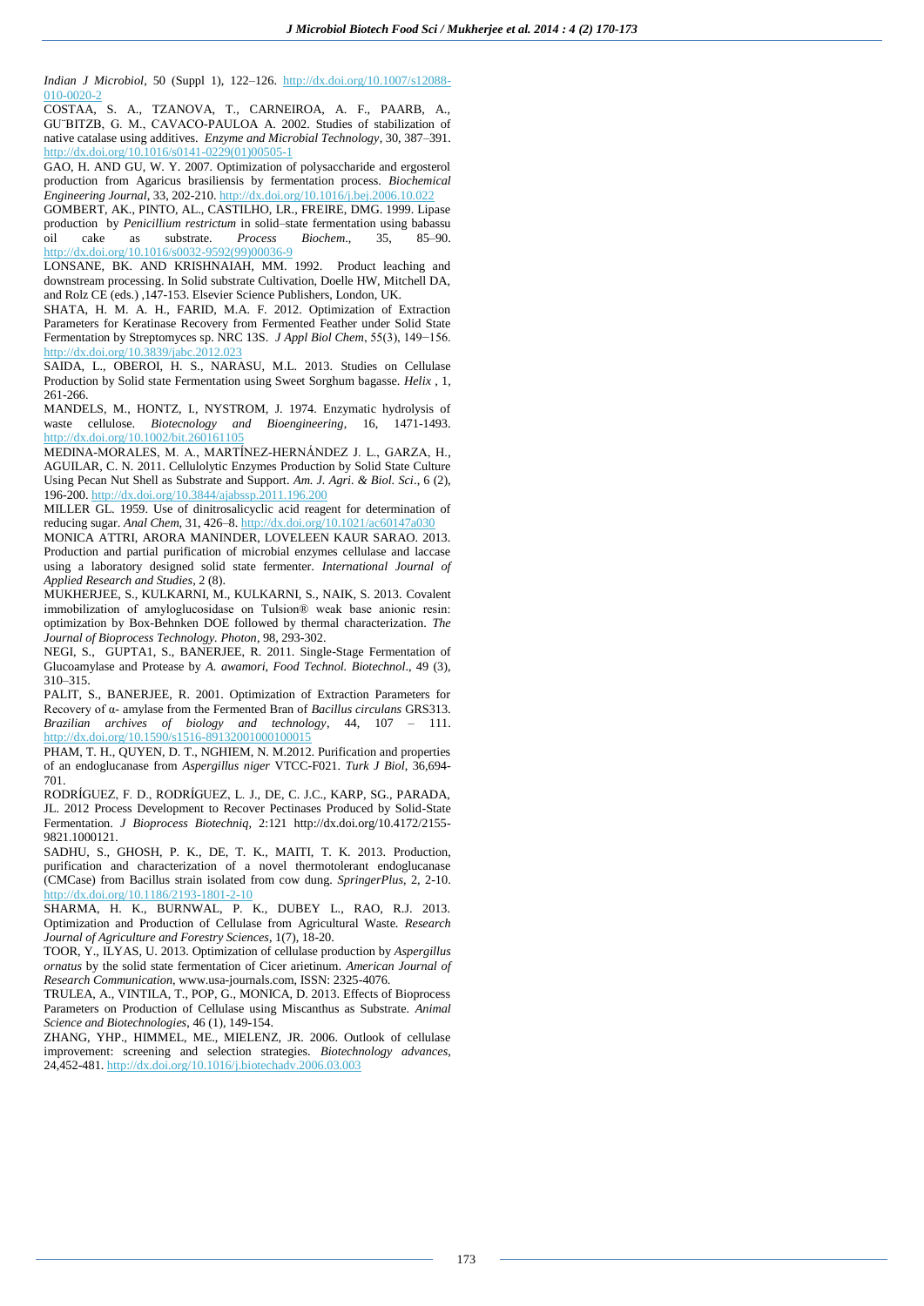*Indian J Microbiol*, 50 (Suppl 1), 122–126. http://dx.doi.org/10.1007/s12088-010-0020-2

COSTAA, S. A., TZANOVA, T., CARNEIROA, A. F., PAARB, A., GU¨BITZB, G. M., CAVACO-PAULOA A. 2002. Studies of stabilization of native catalase using additives. *Enzyme and Microbial Technology*, 30, 387–391. http://dx.doi.org/10.1016/s0141-0229(01)00505-1

GAO, H. AND GU, W. Y. 2007. Optimization of polysaccharide and ergosterol production from Agaricus brasiliensis by fermentation process. *Biochemical Engineering Journal*, 33, 202-210. http://dx.doi.org/10.1016/j.bej.2006.10.022

GOMBERT, AK., PINTO, AL., CASTILHO, LR., FREIRE, DMG. 1999. Lipase production by *Penicillium restrictum* in solid–state fermentation using babassu oil cake as substrate. *Process Biochem.*, 35, 85–90. http://dx.doi.org/10.1016/s0032-9592(99)00036-9

LONSANE, BK. AND KRISHNAIAH, MM. 1992. Product leaching and downstream processing. In Solid substrate Cultivation, Doelle HW, Mitchell DA, and Rolz CE (eds.) ,147-153. Elsevier Science Publishers, London, UK.

SHATA, H. M. A. H., FARID, M.A. F. 2012. Optimization of Extraction Parameters for Keratinase Recovery from Fermented Feather under Solid State Fermentation by Streptomyces sp. NRC 13S. *J Appl Biol Chem*, 55(3), 149−156. http://dx.doi.org/10.3839/jabc.2012.023

SAIDA, L., OBEROI, H. S., NARASU, M.L. 2013. Studies on Cellulase Production by Solid state Fermentation using Sweet Sorghum bagasse. *Helix* , 1, 261-266.

MANDELS, M., HONTZ, I., NYSTROM, J. 1974. Enzymatic hydrolysis of waste cellulose. *Biotecnology and Bioengineering*, 16, 1471-1493. http://dx.doi.org/10.1002/bit.260161105

MEDINA-MORALES, M. A., MARTÍNEZ-HERNÁNDEZ J. L., GARZA, H., AGUILAR, C. N. 2011. Cellulolytic Enzymes Production by Solid State Culture Using Pecan Nut Shell as Substrate and Support. *Am. J. Agri. & Biol. Sci*., 6 (2), 196-200. http://dx.doi.org/10.3844/ajabssp.2011.196.200

MILLER GL. 1959. Use of dinitrosalicylic acid reagent for determination of reducing sugar. *Anal Chem*, 31, 426–8. http://dx.doi.org/10.1021/ac60147a030

MONICA ATTRI, ARORA MANINDER, LOVELEEN KAUR SARAO. 2013. Production and partial purification of microbial enzymes cellulase and laccase using a laboratory designed solid state fermenter. *International Journal of Applied Research and Studies*, 2 (8).

MUKHERJEE, S., KULKARNI, M., KULKARNI, S., NAIK, S. 2013. Covalent immobilization of amyloglucosidase on Tulsion® weak base anionic resin: optimization by Box-Behnken DOE followed by thermal characterization. *The Journal of Bioprocess Technology. Photon*, 98, 293-302.

NEGI, S., GUPTA1, S., BANERJEE, R. 2011. Single-Stage Fermentation of Glucoamylase and Protease by *A. awamori*, *Food Technol. Biotechnol*., 49 (3), 310–315.

PALIT, S., BANERJEE, R. 2001. Optimization of Extraction Parameters for Recovery of α- amylase from the Fermented Bran of *Bacillus circulans* GRS313. *Brazilian archives of biology and technology*, 44, 107 – 111. http://dx.doi.org/10.1590/s1516-89132001000100015

PHAM, T. H., QUYEN, D. T., NGHIEM, N. M.2012. Purification and properties of an endoglucanase from *Aspergillus niger* VTCC-F021. *Turk J Biol*, 36,694-701.

RODRÍGUEZ, F. D., RODRÍGUEZ, L. J., DE, C. J.C., KARP, SG., PARADA, JL. 2012 Process Development to Recover Pectinases Produced by Solid-State Fermentation. *J Bioprocess Biotechniq*, 2:121 http://dx.doi.org/10.4172/2155-9821.1000121.

SADHU, S., GHOSH, P. K., DE, T. K., MAITI, T. K. 2013. Production, purification and characterization of a novel thermotolerant endoglucanase (CMCase) from Bacillus strain isolated from cow dung. *SpringerPlus*, 2, 2-10. http://dx.doi.org/10.1186/2193-1801-2-10

SHARMA, H. K., BURNWAL, P. K., DUBEY L., RAO, R.J. 2013. Optimization and Production of Cellulase from Agricultural Waste. *Research Journal of Agriculture and Forestry Sciences*, 1(7), 18-20.

TOOR, Y., ILYAS, U. 2013. Optimization of cellulase production by *Aspergillus ornatus* by the solid state fermentation of Cicer arietinum. *American Journal of Research Communication*, www.usa-journals.com, ISSN: 2325-4076.

TRULEA, A., VINTILA, T., POP, G., MONICA, D. 2013. Effects of Bioprocess Parameters on Production of Cellulase using Miscanthus as Substrate. *Animal Science and Biotechnologies*, 46 (1), 149-154.

ZHANG, YHP., HIMMEL, ME., MIELENZ, JR. 2006. Outlook of cellulase improvement: screening and selection strategies. *Biotechnology advances*, 24,452-481. http://dx.doi.org/10.1016/j.biotechadv.2006.03.003